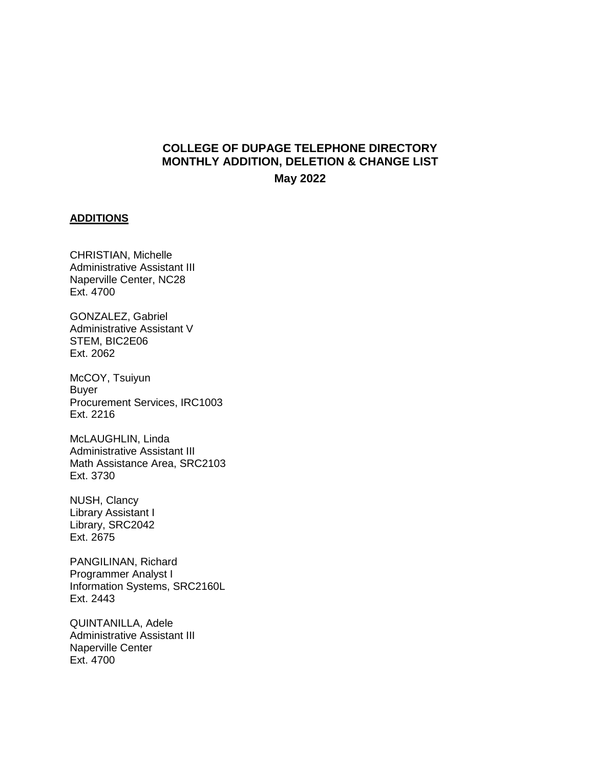# COLLEGE OF DUPAGE TELEPHONE DIRECTORY
# MONTHLY ADDITION, DELETION & CHANGE LIST

**May 2022**

## ADDITIONS

CHRISTIAN, Michelle
Administrative Assistant III
Naperville Center, NC28
Ext. 4700

GONZALEZ, Gabriel
Administrative Assistant V
STEM, BIC2E06
Ext. 2062

McCOY, Tsuiyun
Buyer
Procurement Services, IRC1003
Ext. 2216

McLAUGHLIN, Linda
Administrative Assistant III
Math Assistance Area, SRC2103
Ext. 3730

NUSH, Clancy
Library Assistant I
Library, SRC2042
Ext. 2675

PANGILINAN, Richard
Programmer Analyst I
Information Systems, SRC2160L
Ext. 2443

QUINTANILLA, Adele
Administrative Assistant III
Naperville Center
Ext. 4700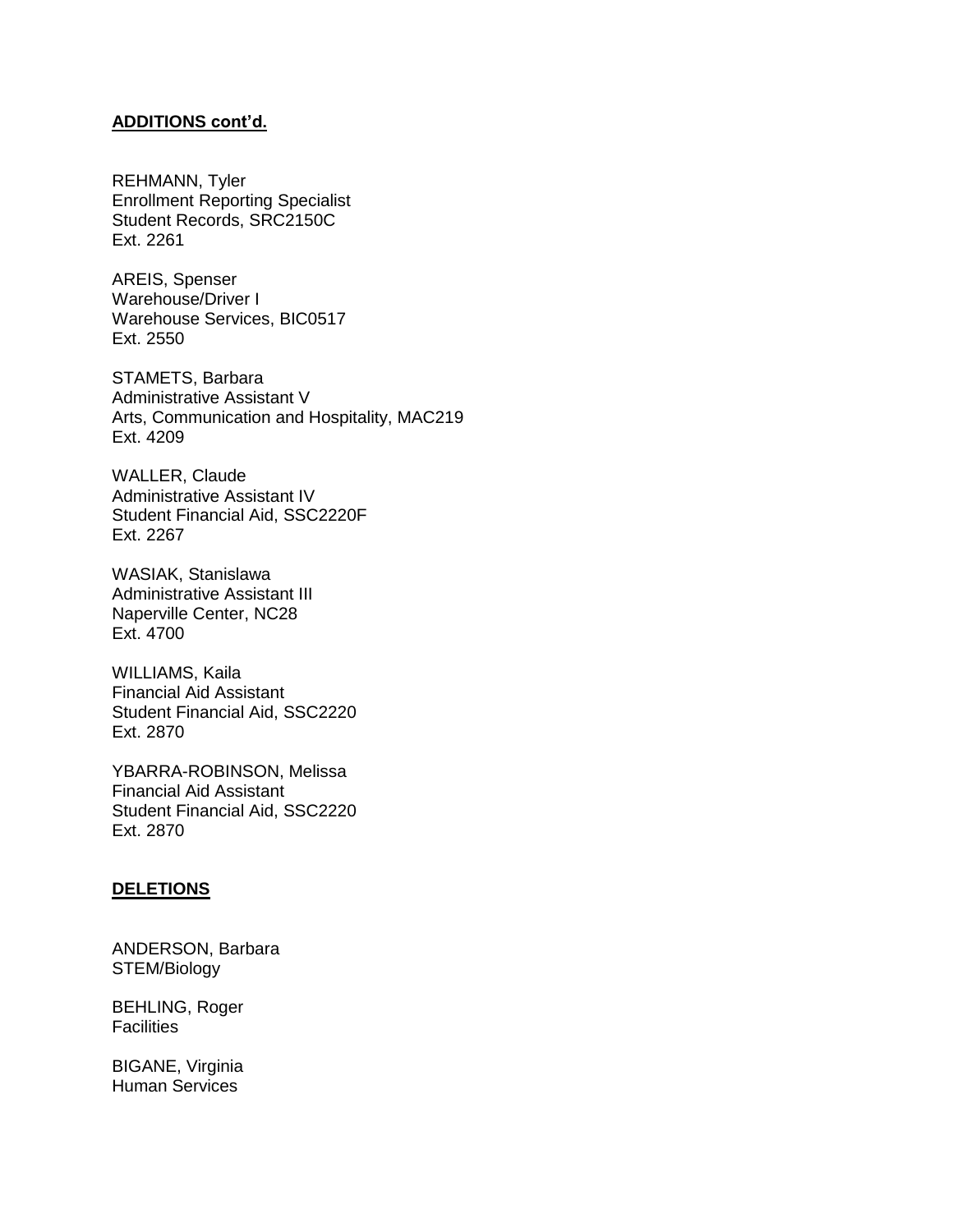**ADDITIONS cont'd.**

REHMANN, Tyler
Enrollment Reporting Specialist
Student Records, SRC2150C
Ext. 2261

AREIS, Spenser
Warehouse/Driver I
Warehouse Services, BIC0517
Ext. 2550

STAMETS, Barbara
Administrative Assistant V
Arts, Communication and Hospitality, MAC219
Ext. 4209

WALLER, Claude
Administrative Assistant IV
Student Financial Aid, SSC2220F
Ext. 2267

WASIAK, Stanislawa
Administrative Assistant III
Naperville Center, NC28
Ext. 4700

WILLIAMS, Kaila
Financial Aid Assistant
Student Financial Aid, SSC2220
Ext. 2870

YBARRA-ROBINSON, Melissa
Financial Aid Assistant
Student Financial Aid, SSC2220
Ext. 2870

**DELETIONS**

ANDERSON, Barbara
STEM/Biology

BEHLING, Roger
Facilities

BIGANE, Virginia
Human Services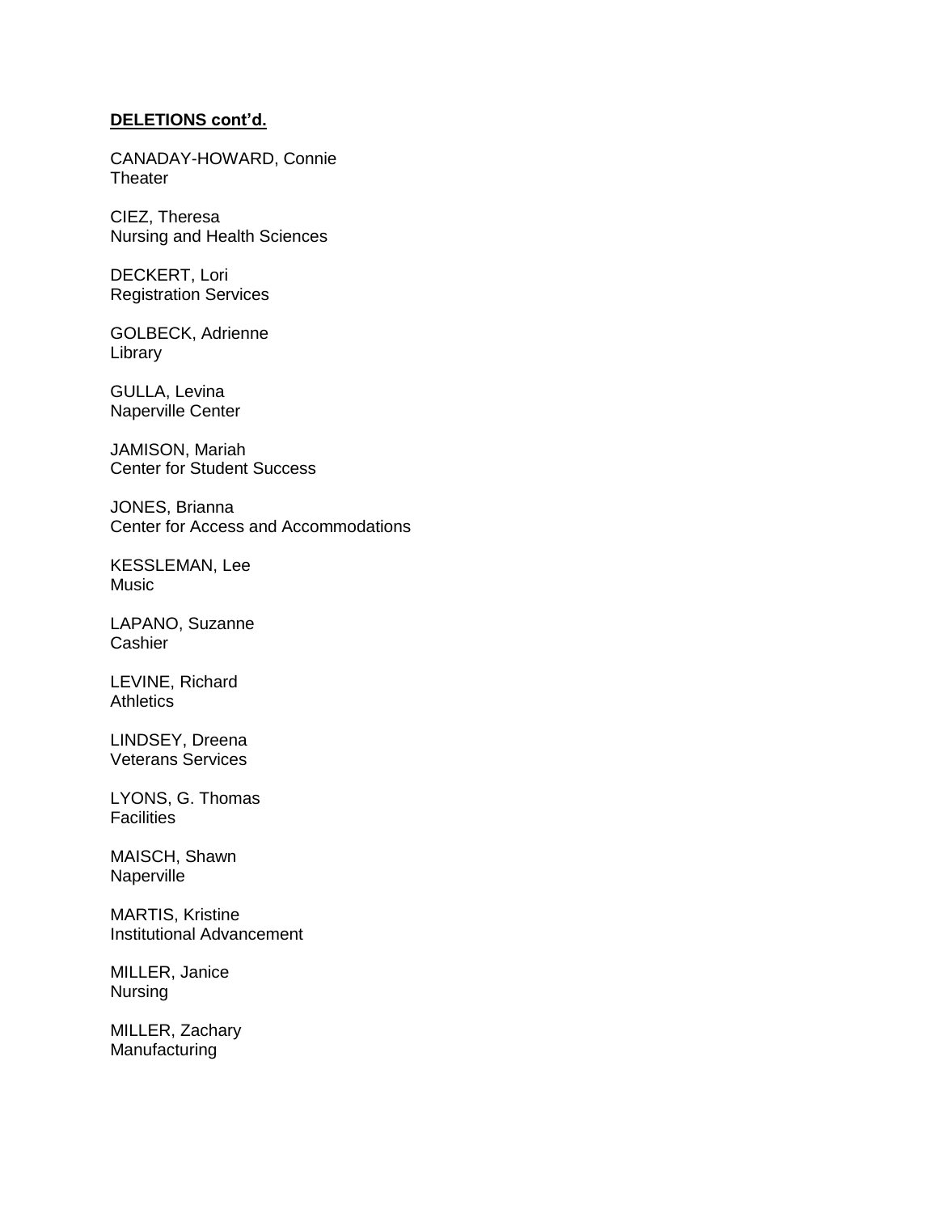**DELETIONS cont'd.**

CANADAY-HOWARD, Connie
Theater

CIEZ, Theresa
Nursing and Health Sciences

DECKERT, Lori
Registration Services

GOLBECK, Adrienne
Library

GULLA, Levina
Naperville Center

JAMISON, Mariah
Center for Student Success

JONES, Brianna
Center for Access and Accommodations

KESSLEMAN, Lee
Music

LAPANO, Suzanne
Cashier

LEVINE, Richard
Athletics

LINDSEY, Dreena
Veterans Services

LYONS, G. Thomas
Facilities

MAISCH, Shawn
Naperville

MARTIS, Kristine
Institutional Advancement

MILLER, Janice
Nursing

MILLER, Zachary
Manufacturing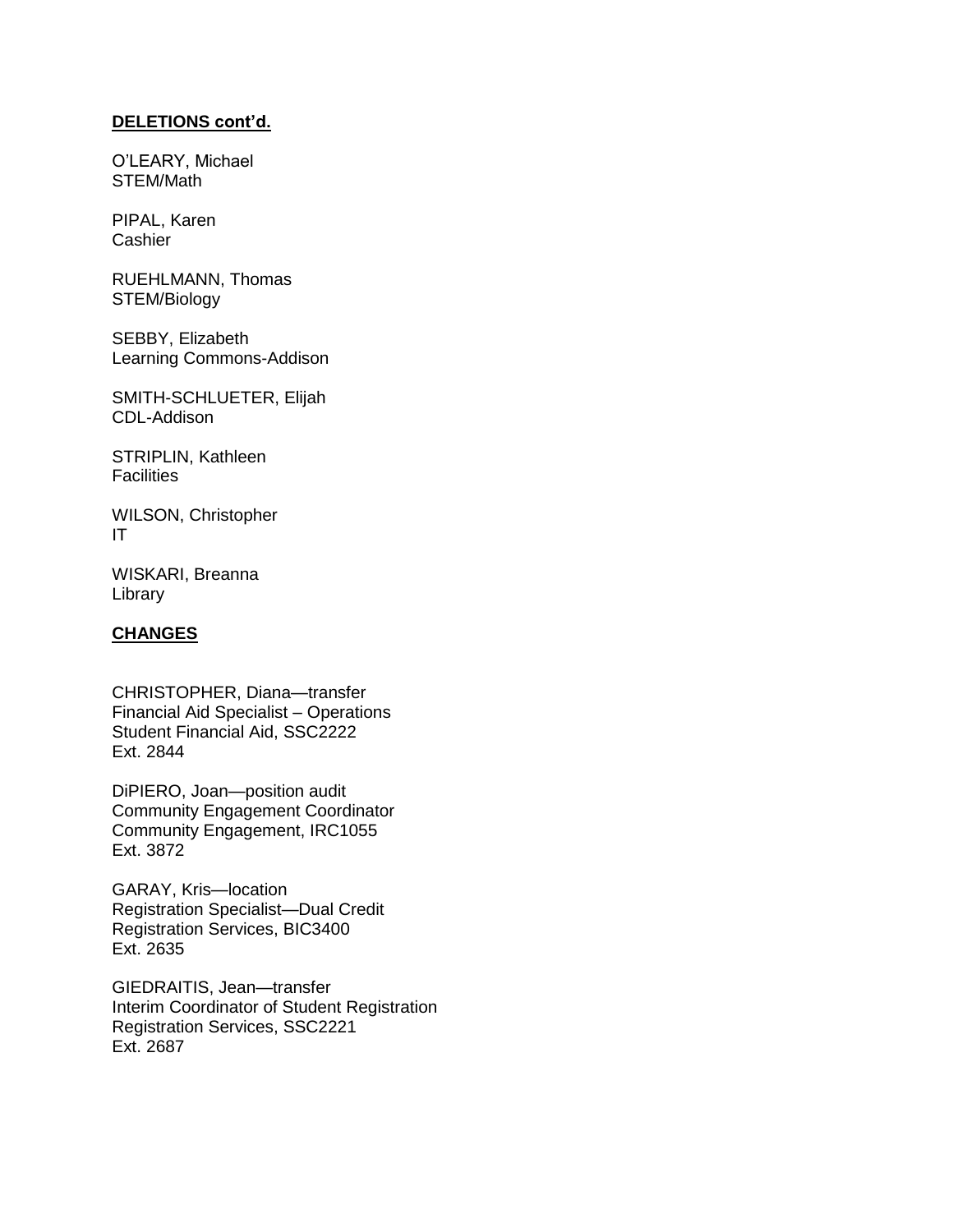**DELETIONS cont'd.**

O'LEARY, Michael
STEM/Math

PIPAL, Karen
Cashier

RUEHLMANN, Thomas
STEM/Biology

SEBBY, Elizabeth
Learning Commons-Addison

SMITH-SCHLUETER, Elijah
CDL-Addison

STRIPLIN, Kathleen
Facilities

WILSON, Christopher
IT

WISKARI, Breanna
Library

**CHANGES**

CHRISTOPHER, Diana—transfer
Financial Aid Specialist – Operations
Student Financial Aid, SSC2222
Ext. 2844

DiPIERO, Joan—position audit
Community Engagement Coordinator
Community Engagement, IRC1055
Ext. 3872

GARAY, Kris—location
Registration Specialist—Dual Credit
Registration Services, BIC3400
Ext. 2635

GIEDRAITIS, Jean—transfer
Interim Coordinator of Student Registration
Registration Services, SSC2221
Ext. 2687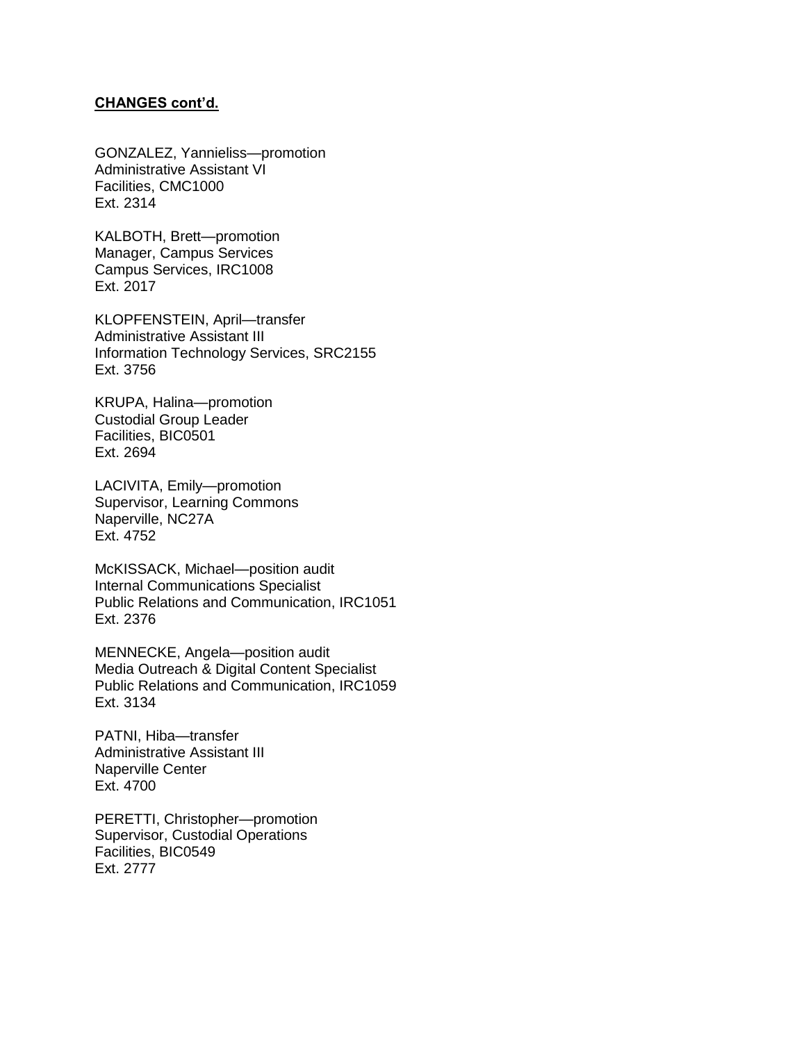**CHANGES cont'd.**

GONZALEZ, Yannieliss—promotion
Administrative Assistant VI
Facilities, CMC1000
Ext. 2314

KALBOTH, Brett—promotion
Manager, Campus Services
Campus Services, IRC1008
Ext. 2017

KLOPFENSTEIN, April—transfer
Administrative Assistant III
Information Technology Services, SRC2155
Ext. 3756

KRUPA, Halina—promotion
Custodial Group Leader
Facilities, BIC0501
Ext. 2694

LACIVITA, Emily—promotion
Supervisor, Learning Commons
Naperville, NC27A
Ext. 4752

McKISSACK, Michael—position audit
Internal Communications Specialist
Public Relations and Communication, IRC1051
Ext. 2376

MENNECKE, Angela—position audit
Media Outreach & Digital Content Specialist
Public Relations and Communication, IRC1059
Ext. 3134

PATNI, Hiba—transfer
Administrative Assistant III
Naperville Center
Ext. 4700

PERETTI, Christopher—promotion
Supervisor, Custodial Operations
Facilities, BIC0549
Ext. 2777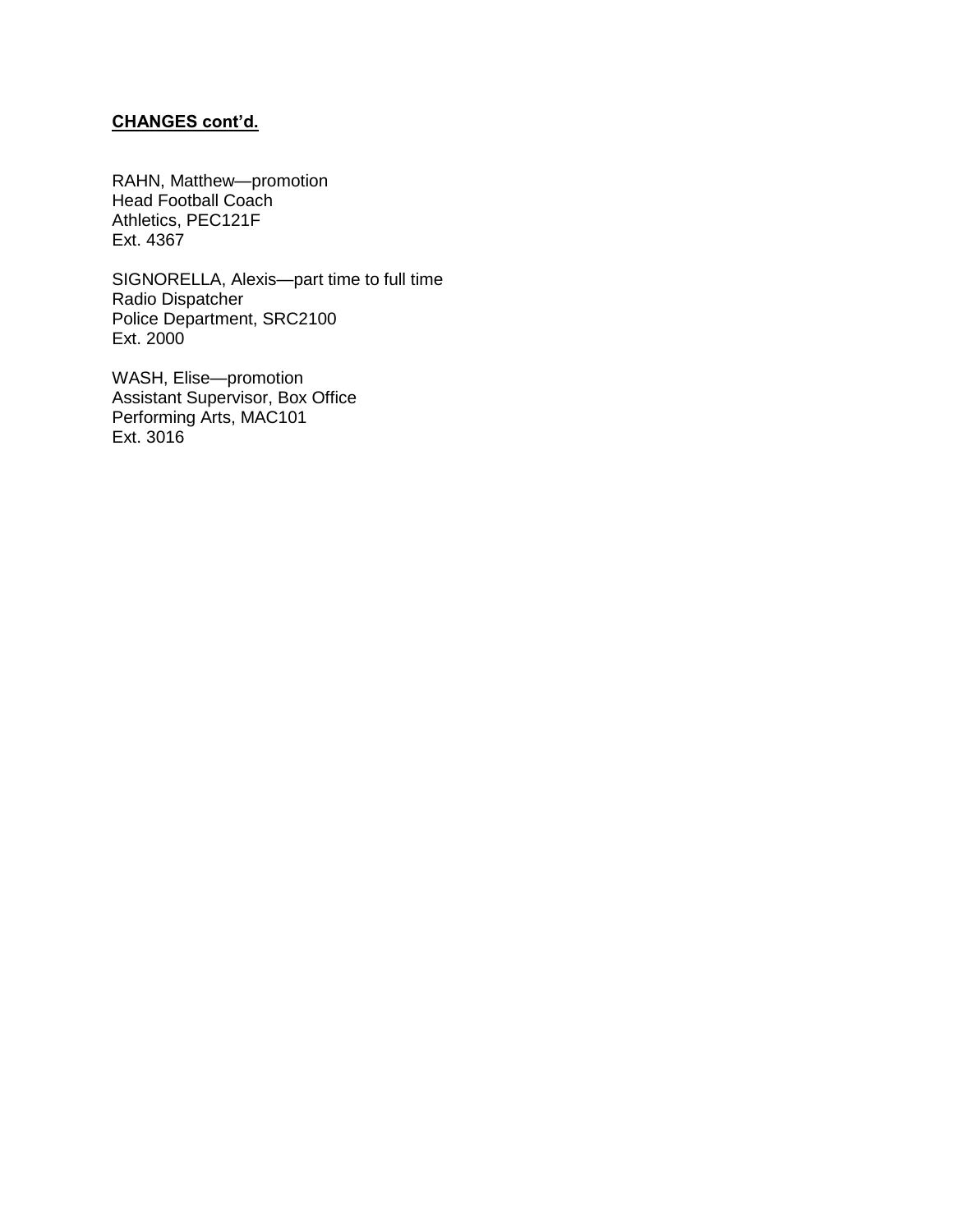**CHANGES cont'd.**

RAHN, Matthew—promotion
Head Football Coach
Athletics, PEC121F
Ext. 4367

SIGNORELLA, Alexis—part time to full time
Radio Dispatcher
Police Department, SRC2100
Ext. 2000

WASH, Elise—promotion
Assistant Supervisor, Box Office
Performing Arts, MAC101
Ext. 3016